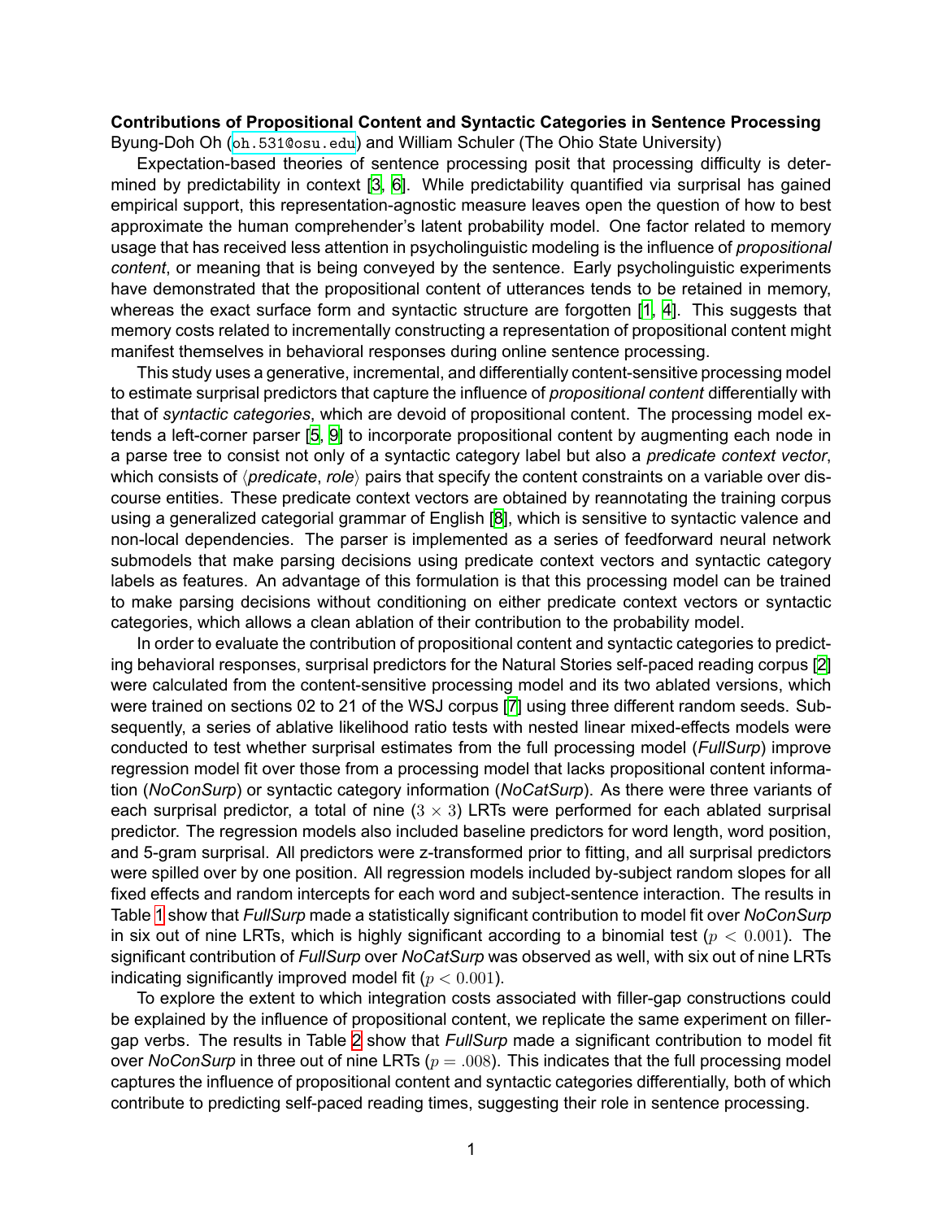**Contributions of Propositional Content and Syntactic Categories in Sentence Processing**
Byung-Doh Oh (oh.531@osu.edu) and William Schuler (The Ohio State University)

Expectation-based theories of sentence processing posit that processing difficulty is determined by predictability in context [3, 6]. While predictability quantified via surprisal has gained empirical support, this representation-agnostic measure leaves open the question of how to best approximate the human comprehender's latent probability model. One factor related to memory usage that has received less attention in psycholinguistic modeling is the influence of *propositional content*, or meaning that is being conveyed by the sentence. Early psycholinguistic experiments have demonstrated that the propositional content of utterances tends to be retained in memory, whereas the exact surface form and syntactic structure are forgotten [1, 4]. This suggests that memory costs related to incrementally constructing a representation of propositional content might manifest themselves in behavioral responses during online sentence processing.

This study uses a generative, incremental, and differentially content-sensitive processing model to estimate surprisal predictors that capture the influence of *propositional content* differentially with that of *syntactic categories*, which are devoid of propositional content. The processing model extends a left-corner parser [5, 9] to incorporate propositional content by augmenting each node in a parse tree to consist not only of a syntactic category label but also a *predicate context vector*, which consists of ⟨*predicate*, *role*⟩ pairs that specify the content constraints on a variable over discourse entities. These predicate context vectors are obtained by reannotating the training corpus using a generalized categorial grammar of English [8], which is sensitive to syntactic valence and non-local dependencies. The parser is implemented as a series of feedforward neural network submodels that make parsing decisions using predicate context vectors and syntactic category labels as features. An advantage of this formulation is that this processing model can be trained to make parsing decisions without conditioning on either predicate context vectors or syntactic categories, which allows a clean ablation of their contribution to the probability model.

In order to evaluate the contribution of propositional content and syntactic categories to predicting behavioral responses, surprisal predictors for the Natural Stories self-paced reading corpus [2] were calculated from the content-sensitive processing model and its two ablated versions, which were trained on sections 02 to 21 of the WSJ corpus [7] using three different random seeds. Subsequently, a series of ablative likelihood ratio tests with nested linear mixed-effects models were conducted to test whether surprisal estimates from the full processing model (*FullSurp*) improve regression model fit over those from a processing model that lacks propositional content information (*NoConSurp*) or syntactic category information (*NoCatSurp*). As there were three variants of each surprisal predictor, a total of nine ($3 \times 3$) LRTs were performed for each ablated surprisal predictor. The regression models also included baseline predictors for word length, word position, and 5-gram surprisal. All predictors were z-transformed prior to fitting, and all surprisal predictors were spilled over by one position. All regression models included by-subject random slopes for all fixed effects and random intercepts for each word and subject-sentence interaction. The results in Table 1 show that *FullSurp* made a statistically significant contribution to model fit over *NoConSurp* in six out of nine LRTs, which is highly significant according to a binomial test ($p < 0.001$). The significant contribution of *FullSurp* over *NoCatSurp* was observed as well, with six out of nine LRTs indicating significantly improved model fit ($p < 0.001$).

To explore the extent to which integration costs associated with filler-gap constructions could be explained by the influence of propositional content, we replicate the same experiment on filler-gap verbs. The results in Table 2 show that *FullSurp* made a significant contribution to model fit over *NoConSurp* in three out of nine LRTs ($p = .008$). This indicates that the full processing model captures the influence of propositional content and syntactic categories differentially, both of which contribute to predicting self-paced reading times, suggesting their role in sentence processing.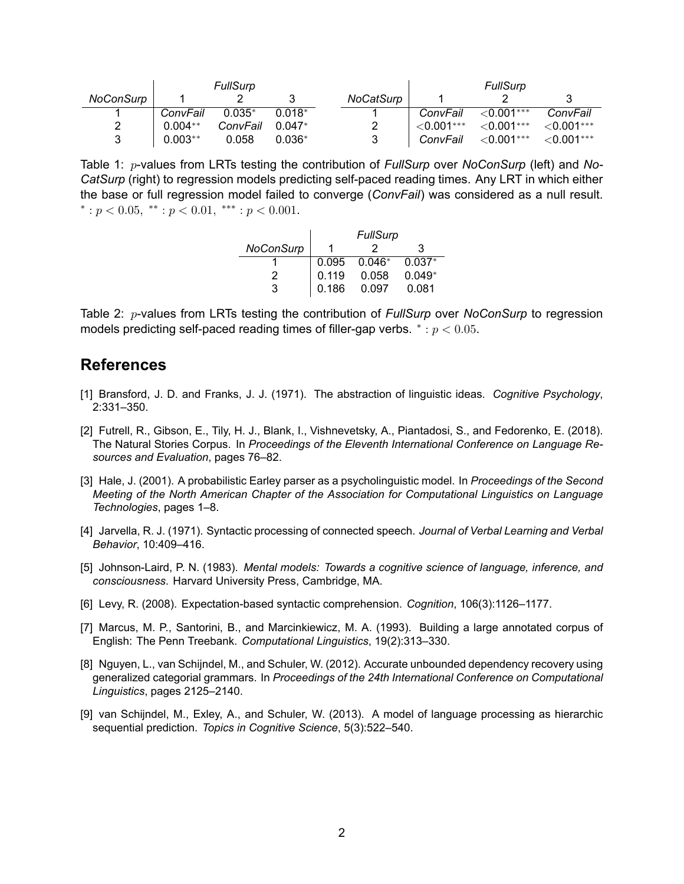| *NoConSurp* | *FullSurp* 1 | 2 | 3 |
|---|---|---|---|
| 1 | *ConvFail* | 0.035* | 0.018* |
| 2 | 0.004** | *ConvFail* | 0.047* |
| 3 | 0.003** | 0.058 | 0.036* |

| *NoCatSurp* | *FullSurp* 1 | 2 | 3 |
|---|---|---|---|
| 1 | *ConvFail* | <0.001*** | *ConvFail* |
| 2 | <0.001*** | <0.001*** | <0.001*** |
| 3 | *ConvFail* | <0.001*** | <0.001*** |

Table 1: $p$-values from LRTs testing the contribution of *FullSurp* over *NoConSurp* (left) and *NoCatSurp* (right) to regression models predicting self-paced reading times. Any LRT in which either the base or full regression model failed to converge (*ConvFail*) was considered as a null result. $^{*}: p < 0.05,\ ^{**}: p < 0.01,\ ^{***}: p < 0.001.$

| *NoConSurp* | *FullSurp* 1 | 2 | 3 |
|---|---|---|---|
| 1 | 0.095 | 0.046* | 0.037* |
| 2 | 0.119 | 0.058 | 0.049* |
| 3 | 0.186 | 0.097 | 0.081 |

Table 2: $p$-values from LRTs testing the contribution of *FullSurp* over *NoConSurp* to regression models predicting self-paced reading times of filler-gap verbs. $^{*}: p < 0.05.$

## References

[1] Bransford, J. D. and Franks, J. J. (1971). The abstraction of linguistic ideas. *Cognitive Psychology*, 2:331–350.

[2] Futrell, R., Gibson, E., Tily, H. J., Blank, I., Vishnevetsky, A., Piantadosi, S., and Fedorenko, E. (2018). The Natural Stories Corpus. In *Proceedings of the Eleventh International Conference on Language Resources and Evaluation*, pages 76–82.

[3] Hale, J. (2001). A probabilistic Earley parser as a psycholinguistic model. In *Proceedings of the Second Meeting of the North American Chapter of the Association for Computational Linguistics on Language Technologies*, pages 1–8.

[4] Jarvella, R. J. (1971). Syntactic processing of connected speech. *Journal of Verbal Learning and Verbal Behavior*, 10:409–416.

[5] Johnson-Laird, P. N. (1983). *Mental models: Towards a cognitive science of language, inference, and consciousness*. Harvard University Press, Cambridge, MA.

[6] Levy, R. (2008). Expectation-based syntactic comprehension. *Cognition*, 106(3):1126–1177.

[7] Marcus, M. P., Santorini, B., and Marcinkiewicz, M. A. (1993). Building a large annotated corpus of English: The Penn Treebank. *Computational Linguistics*, 19(2):313–330.

[8] Nguyen, L., van Schijndel, M., and Schuler, W. (2012). Accurate unbounded dependency recovery using generalized categorial grammars. In *Proceedings of the 24th International Conference on Computational Linguistics*, pages 2125–2140.

[9] van Schijndel, M., Exley, A., and Schuler, W. (2013). A model of language processing as hierarchic sequential prediction. *Topics in Cognitive Science*, 5(3):522–540.